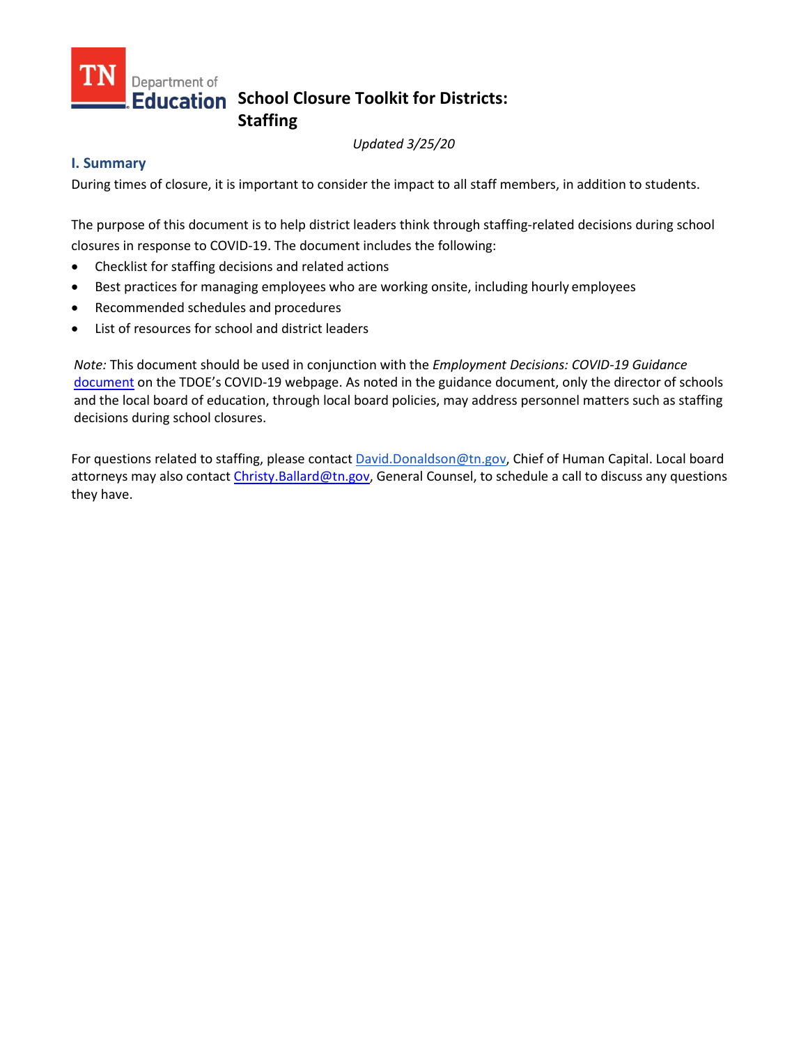# School Closure Toolkit for Districts: Staffing

*Updated 3/25/20*

## I. Summary

During times of closure, it is important to consider the impact to all staff members, in addition to students.

The purpose of this document is to help district leaders think through staffing-related decisions during school closures in response to COVID-19. The document includes the following:

- Checklist for staffing decisions and related actions
- Best practices for managing employees who are working onsite, including hourly employees
- Recommended schedules and procedures
- List of resources for school and district leaders

*Note:* This document should be used in conjunction with the *Employment Decisions: COVID-19 Guidance* document on the TDOE's COVID-19 webpage. As noted in the guidance document, only the director of schools and the local board of education, through local board policies, may address personnel matters such as staffing decisions during school closures.

For questions related to staffing, please contact David.Donaldson@tn.gov, Chief of Human Capital. Local board attorneys may also contact Christy.Ballard@tn.gov, General Counsel, to schedule a call to discuss any questions they have.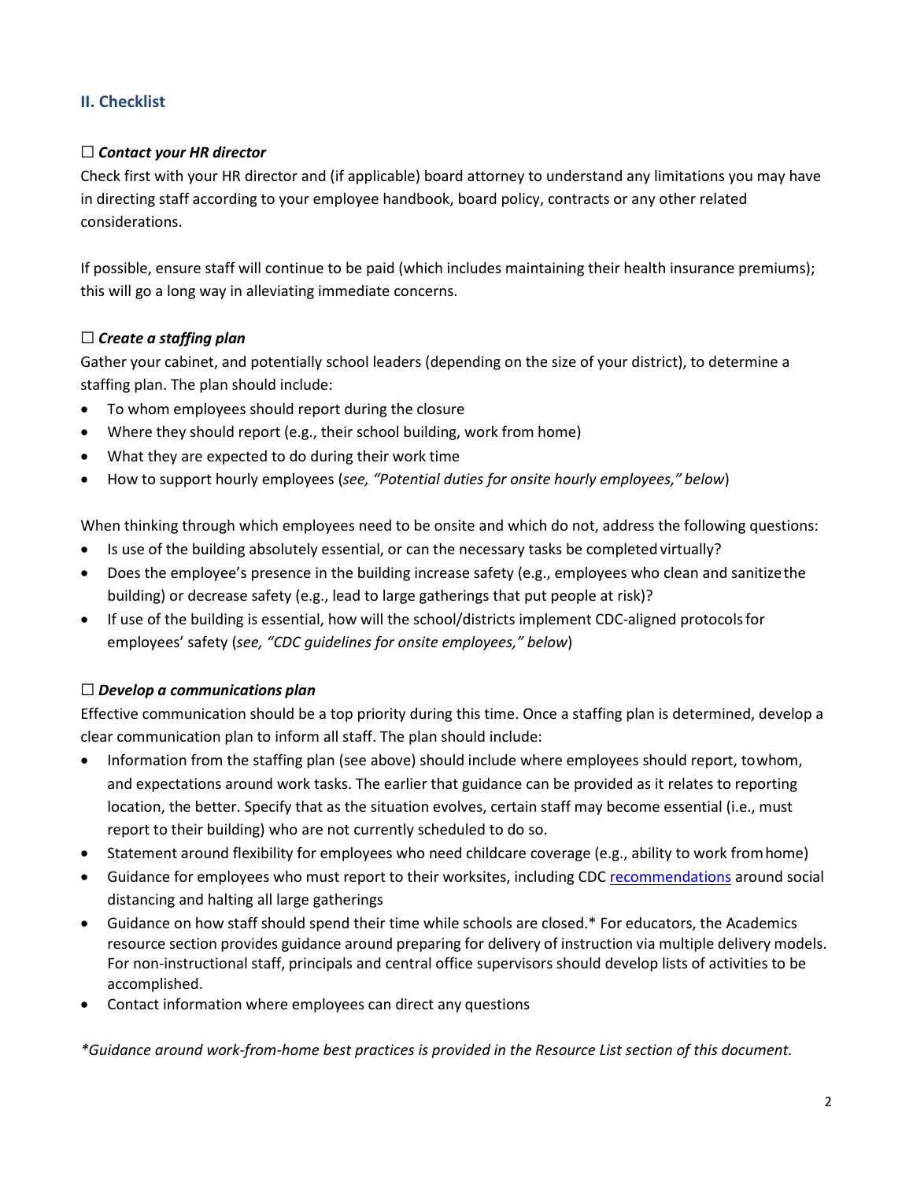## II. Checklist

☐ ***Contact your HR director***

Check first with your HR director and (if applicable) board attorney to understand any limitations you may have in directing staff according to your employee handbook, board policy, contracts or any other related considerations.

If possible, ensure staff will continue to be paid (which includes maintaining their health insurance premiums); this will go a long way in alleviating immediate concerns.

☐ ***Create a staffing plan***

Gather your cabinet, and potentially school leaders (depending on the size of your district), to determine a staffing plan. The plan should include:

- To whom employees should report during the closure
- Where they should report (e.g., their school building, work from home)
- What they are expected to do during their work time
- How to support hourly employees (*see, "Potential duties for onsite hourly employees," below*)

When thinking through which employees need to be onsite and which do not, address the following questions:

- Is use of the building absolutely essential, or can the necessary tasks be completed virtually?
- Does the employee's presence in the building increase safety (e.g., employees who clean and sanitize the building) or decrease safety (e.g., lead to large gatherings that put people at risk)?
- If use of the building is essential, how will the school/districts implement CDC-aligned protocols for employees' safety (*see, "CDC guidelines for onsite employees," below*)

☐ ***Develop a communications plan***

Effective communication should be a top priority during this time. Once a staffing plan is determined, develop a clear communication plan to inform all staff. The plan should include:

- Information from the staffing plan (see above) should include where employees should report, to whom, and expectations around work tasks. The earlier that guidance can be provided as it relates to reporting location, the better. Specify that as the situation evolves, certain staff may become essential (i.e., must report to their building) who are not currently scheduled to do so.
- Statement around flexibility for employees who need childcare coverage (e.g., ability to work from home)
- Guidance for employees who must report to their worksites, including CDC recommendations around social distancing and halting all large gatherings
- Guidance on how staff should spend their time while schools are closed.* For educators, the Academics resource section provides guidance around preparing for delivery of instruction via multiple delivery models. For non-instructional staff, principals and central office supervisors should develop lists of activities to be accomplished.
- Contact information where employees can direct any questions

**Guidance around work-from-home best practices is provided in the Resource List section of this document.*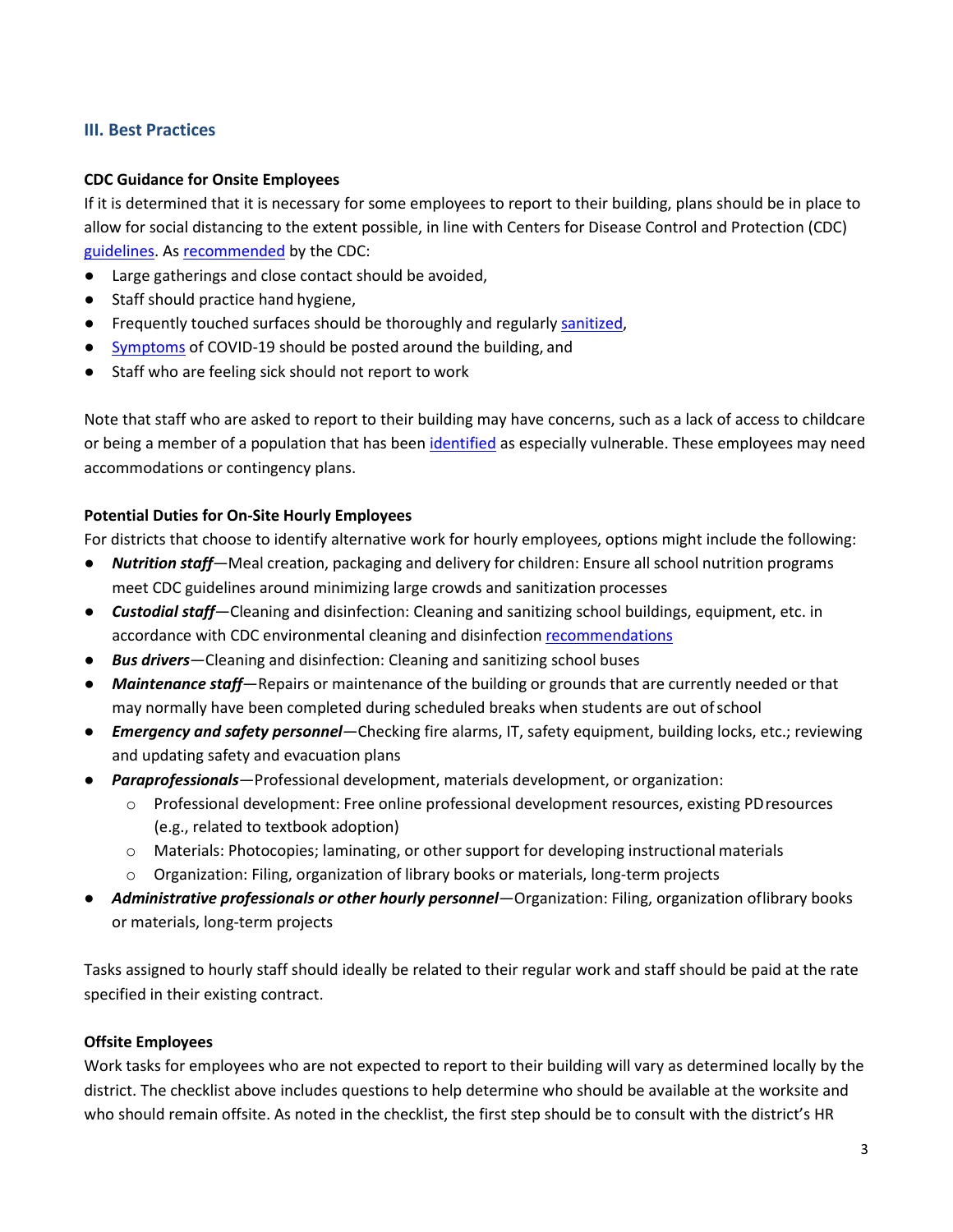## III. Best Practices

**CDC Guidance for Onsite Employees**

If it is determined that it is necessary for some employees to report to their building, plans should be in place to allow for social distancing to the extent possible, in line with Centers for Disease Control and Protection (CDC) guidelines. As recommended by the CDC:

- Large gatherings and close contact should be avoided,
- Staff should practice hand hygiene,
- Frequently touched surfaces should be thoroughly and regularly sanitized,
- Symptoms of COVID-19 should be posted around the building, and
- Staff who are feeling sick should not report to work

Note that staff who are asked to report to their building may have concerns, such as a lack of access to childcare or being a member of a population that has been identified as especially vulnerable. These employees may need accommodations or contingency plans.

**Potential Duties for On-Site Hourly Employees**

For districts that choose to identify alternative work for hourly employees, options might include the following:

- ***Nutrition staff***—Meal creation, packaging and delivery for children: Ensure all school nutrition programs meet CDC guidelines around minimizing large crowds and sanitization processes
- ***Custodial staff***—Cleaning and disinfection: Cleaning and sanitizing school buildings, equipment, etc. in accordance with CDC environmental cleaning and disinfection recommendations
- ***Bus drivers***—Cleaning and disinfection: Cleaning and sanitizing school buses
- ***Maintenance staff***—Repairs or maintenance of the building or grounds that are currently needed or that may normally have been completed during scheduled breaks when students are out of school
- ***Emergency and safety personnel***—Checking fire alarms, IT, safety equipment, building locks, etc.; reviewing and updating safety and evacuation plans
- ***Paraprofessionals***—Professional development, materials development, or organization:
  - Professional development: Free online professional development resources, existing PD resources (e.g., related to textbook adoption)
  - Materials: Photocopies; laminating, or other support for developing instructional materials
  - Organization: Filing, organization of library books or materials, long-term projects
- ***Administrative professionals or other hourly personnel***—Organization: Filing, organization of library books or materials, long-term projects

Tasks assigned to hourly staff should ideally be related to their regular work and staff should be paid at the rate specified in their existing contract.

**Offsite Employees**

Work tasks for employees who are not expected to report to their building will vary as determined locally by the district. The checklist above includes questions to help determine who should be available at the worksite and who should remain offsite. As noted in the checklist, the first step should be to consult with the district's HR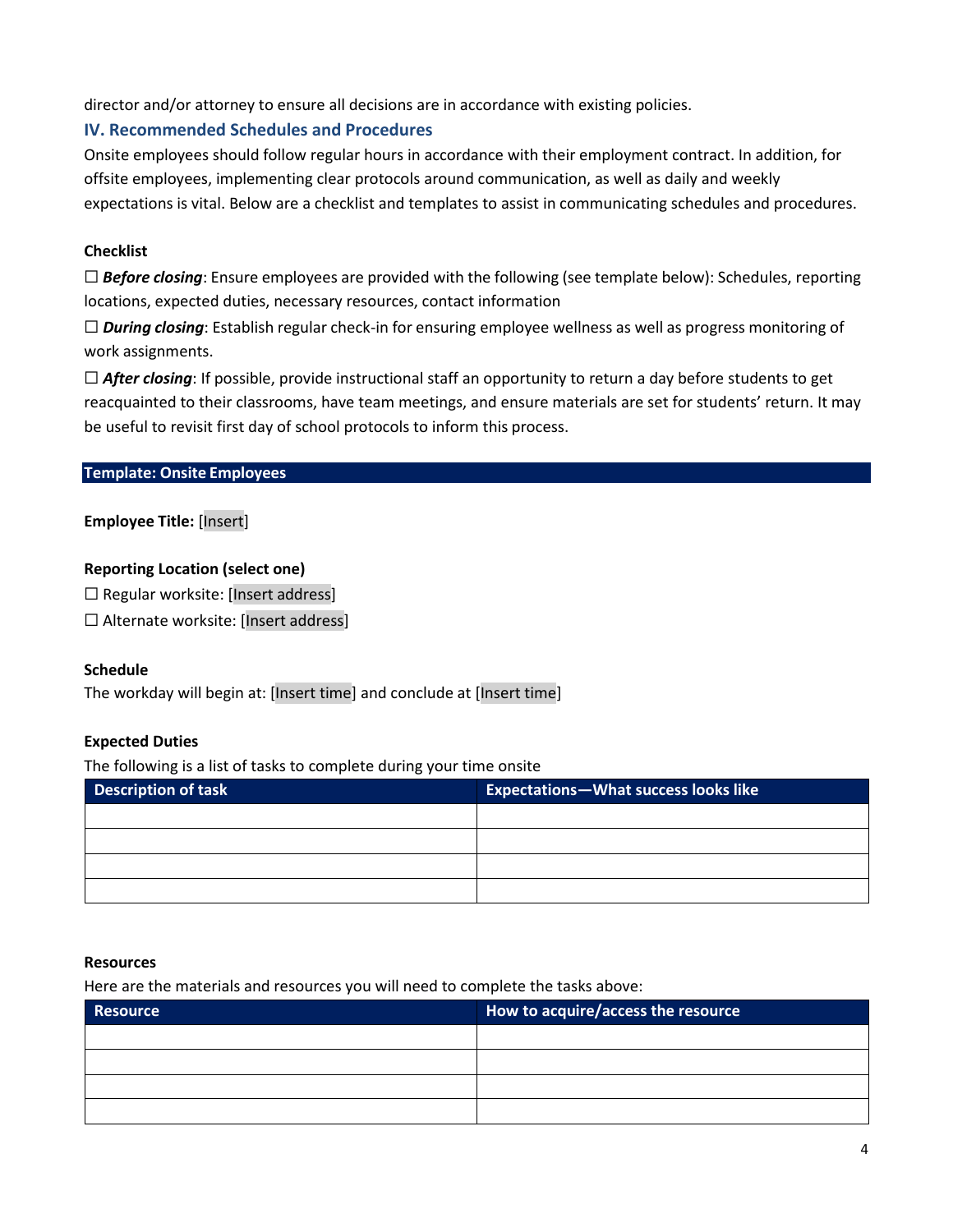director and/or attorney to ensure all decisions are in accordance with existing policies.

## IV. Recommended Schedules and Procedures

Onsite employees should follow regular hours in accordance with their employment contract. In addition, for offsite employees, implementing clear protocols around communication, as well as daily and weekly expectations is vital. Below are a checklist and templates to assist in communicating schedules and procedures.

**Checklist**

☐ ***Before closing***: Ensure employees are provided with the following (see template below): Schedules, reporting locations, expected duties, necessary resources, contact information

☐ ***During closing***: Establish regular check-in for ensuring employee wellness as well as progress monitoring of work assignments.

☐ ***After closing***: If possible, provide instructional staff an opportunity to return a day before students to get reacquainted to their classrooms, have team meetings, and ensure materials are set for students' return. It may be useful to revisit first day of school protocols to inform this process.

### Template: Onsite Employees

**Employee Title:** [Insert]

**Reporting Location (select one)**

☐ Regular worksite: [Insert address]

☐ Alternate worksite: [Insert address]

**Schedule**

The workday will begin at: [Insert time] and conclude at [Insert time]

**Expected Duties**

The following is a list of tasks to complete during your time onsite

| Description of task | Expectations—What success looks like |
| --- | --- |
| | |
| | |
| | |
| | |

**Resources**

Here are the materials and resources you will need to complete the tasks above:

| Resource | How to acquire/access the resource |
| --- | --- |
| | |
| | |
| | |
| | |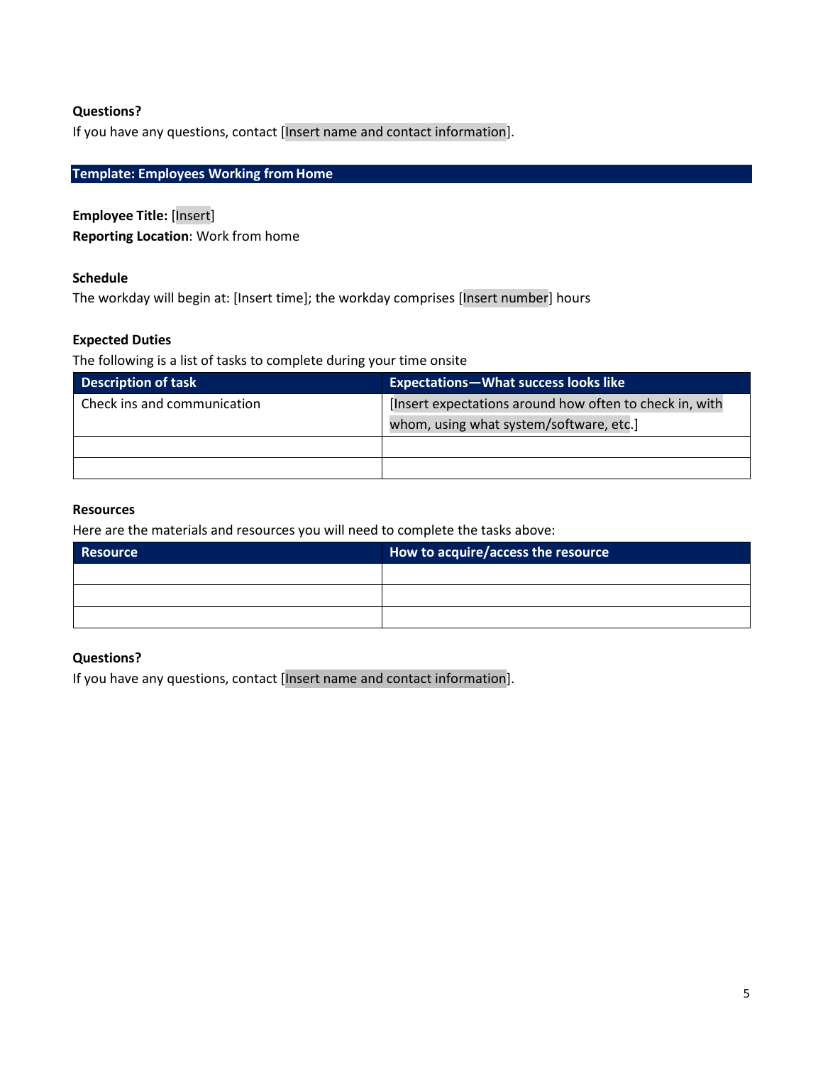**Questions?**

If you have any questions, contact [Insert name and contact information].

## Template: Employees Working from Home

**Employee Title:** [Insert]

**Reporting Location**: Work from home

**Schedule**

The workday will begin at: [Insert time]; the workday comprises [Insert number] hours

**Expected Duties**

The following is a list of tasks to complete during your time onsite

| Description of task | Expectations—What success looks like |
| --- | --- |
| Check ins and communication | [Insert expectations around how often to check in, with whom, using what system/software, etc.] |
| | |
| | |

**Resources**

Here are the materials and resources you will need to complete the tasks above:

| Resource | How to acquire/access the resource |
| --- | --- |
| | |
| | |
| | |

**Questions?**

If you have any questions, contact [Insert name and contact information].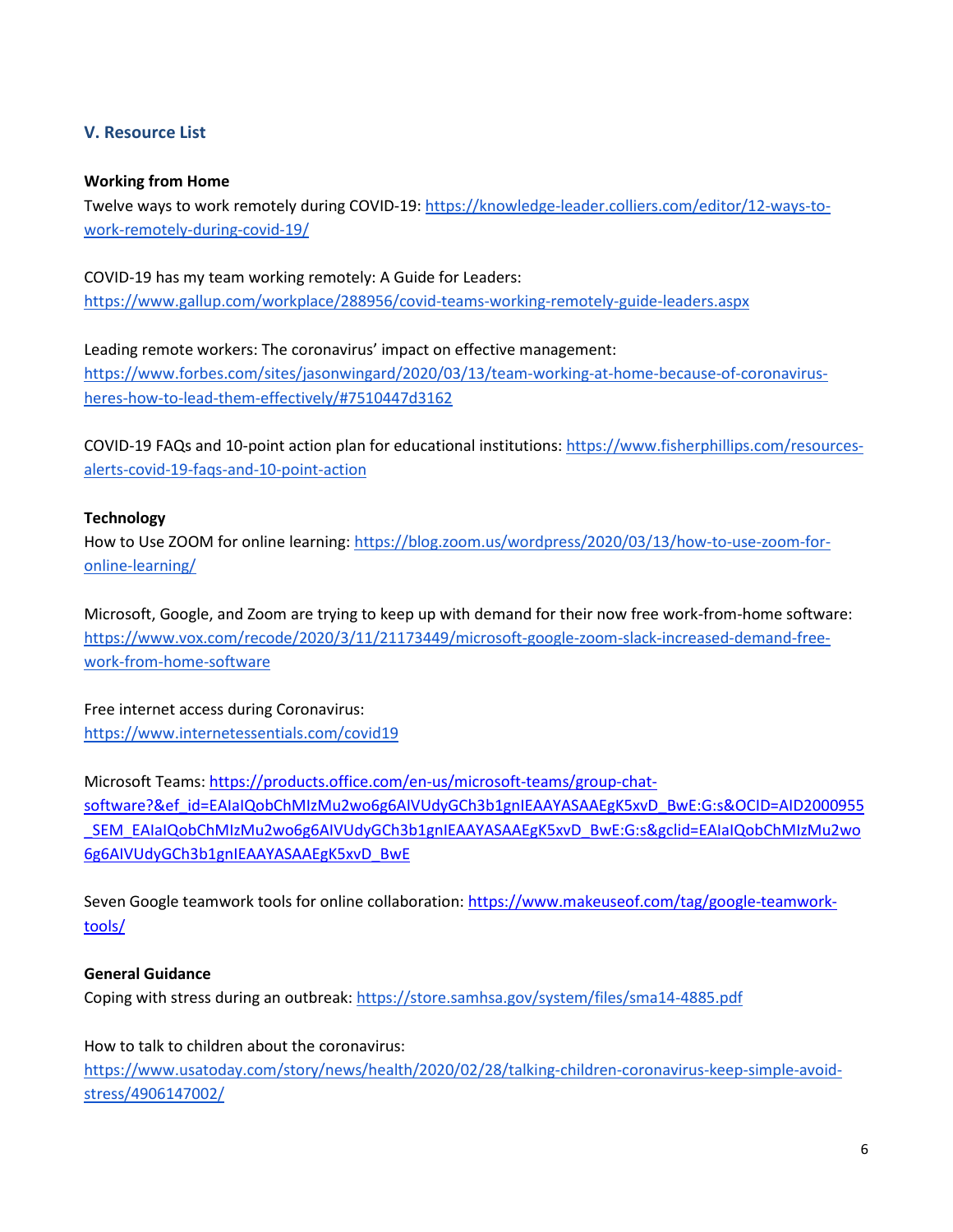## V. Resource List

**Working from Home**

Twelve ways to work remotely during COVID-19: https://knowledge-leader.colliers.com/editor/12-ways-to-work-remotely-during-covid-19/

COVID-19 has my team working remotely: A Guide for Leaders: https://www.gallup.com/workplace/288956/covid-teams-working-remotely-guide-leaders.aspx

Leading remote workers: The coronavirus' impact on effective management: https://www.forbes.com/sites/jasonwingard/2020/03/13/team-working-at-home-because-of-coronavirus-heres-how-to-lead-them-effectively/#7510447d3162

COVID-19 FAQs and 10-point action plan for educational institutions: https://www.fisherphillips.com/resources-alerts-covid-19-faqs-and-10-point-action

**Technology**

How to Use ZOOM for online learning: https://blog.zoom.us/wordpress/2020/03/13/how-to-use-zoom-for-online-learning/

Microsoft, Google, and Zoom are trying to keep up with demand for their now free work-from-home software: https://www.vox.com/recode/2020/3/11/21173449/microsoft-google-zoom-slack-increased-demand-free-work-from-home-software

Free internet access during Coronavirus: https://www.internetessentials.com/covid19

Microsoft Teams: https://products.office.com/en-us/microsoft-teams/group-chat-software?&ef_id=EAIaIQobChMIzMu2wo6g6AIVUdyGCh3b1gnIEAAYASAAEgK5xvD_BwE:G:s&OCID=AID2000955_SEM_EAIaIQobChMIzMu2wo6g6AIVUdyGCh3b1gnIEAAYASAAEgK5xvD_BwE:G:s&gclid=EAIaIQobChMIzMu2wo6g6AIVUdyGCh3b1gnIEAAYASAAEgK5xvD_BwE

Seven Google teamwork tools for online collaboration: https://www.makeuseof.com/tag/google-teamwork-tools/

**General Guidance**

Coping with stress during an outbreak: https://store.samhsa.gov/system/files/sma14-4885.pdf

How to talk to children about the coronavirus: https://www.usatoday.com/story/news/health/2020/02/28/talking-children-coronavirus-keep-simple-avoid-stress/4906147002/